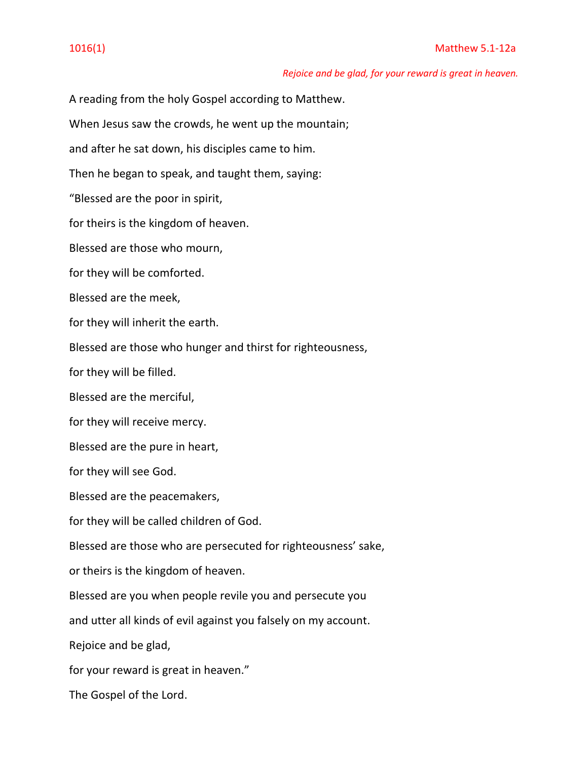1016(1) Matthew 5.1-12a

*Rejoice and be glad, for your reward is great in heaven.*

A reading from the holy Gospel according to Matthew.

When Jesus saw the crowds, he went up the mountain;

and after he sat down, his disciples came to him.

Then he began to speak, and taught them, saying:

"Blessed are the poor in spirit,

for theirs is the kingdom of heaven.

Blessed are those who mourn,

for they will be comforted.

Blessed are the meek,

for they will inherit the earth.

Blessed are those who hunger and thirst for righteousness,

for they will be filled.

Blessed are the merciful,

for they will receive mercy.

Blessed are the pure in heart,

for they will see God.

Blessed are the peacemakers,

for they will be called children of God.

Blessed are those who are persecuted for righteousness' sake,

or theirs is the kingdom of heaven.

Blessed are you when people revile you and persecute you

and utter all kinds of evil against you falsely on my account.

Rejoice and be glad,

for your reward is great in heaven."

The Gospel of the Lord.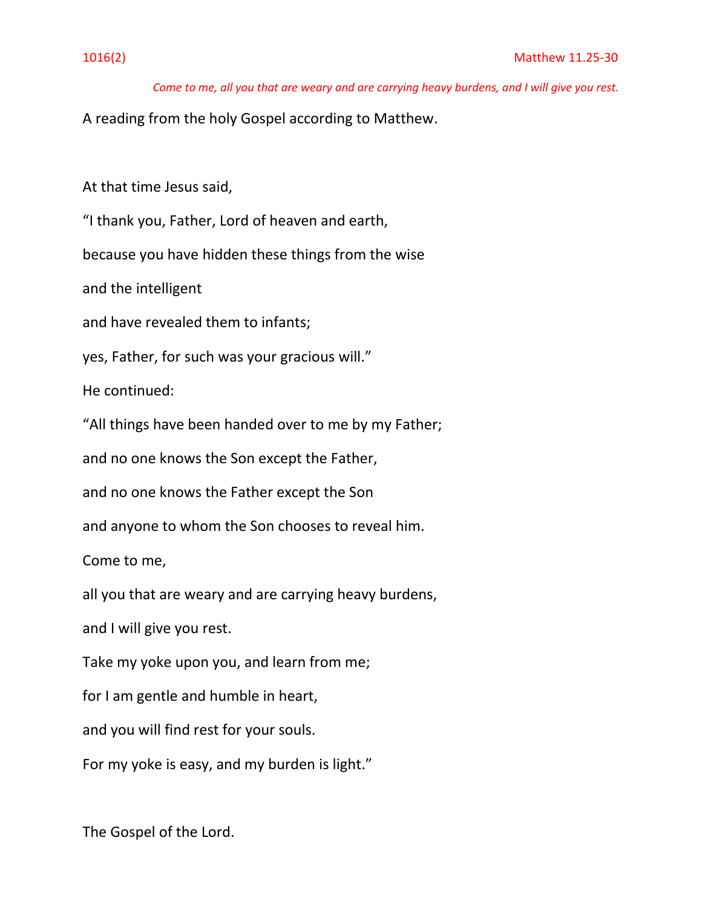1016(2) Matthew 11.25-30

*Come to me, all you that are weary and are carrying heavy burdens, and I will give you rest.*

A reading from the holy Gospel according to Matthew.

At that time Jesus said,

"I thank you, Father, Lord of heaven and earth,

because you have hidden these things from the wise

and the intelligent

and have revealed them to infants;

yes, Father, for such was your gracious will."

He continued:

"All things have been handed over to me by my Father;

and no one knows the Son except the Father,

and no one knows the Father except the Son

and anyone to whom the Son chooses to reveal him.

Come to me,

all you that are weary and are carrying heavy burdens,

and I will give you rest.

Take my yoke upon you, and learn from me;

for I am gentle and humble in heart,

and you will find rest for your souls.

For my yoke is easy, and my burden is light."

The Gospel of the Lord.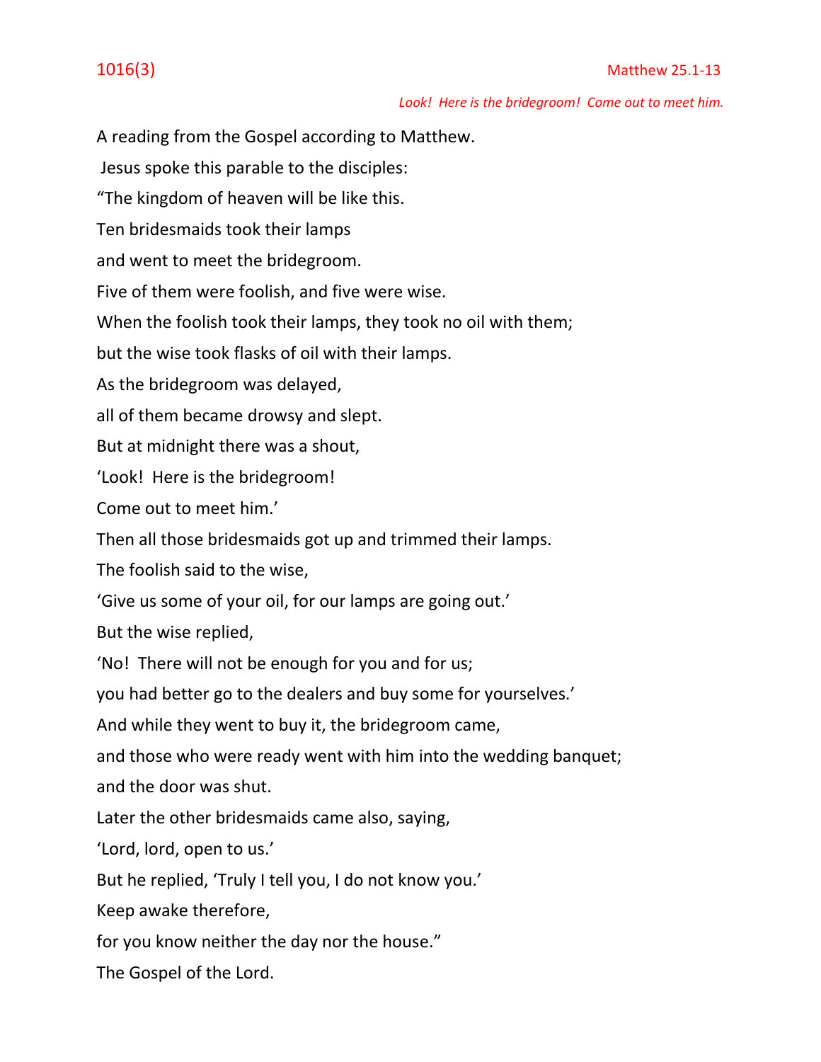1016(3) Matthew 25.1-13

*Look! Here is the bridegroom! Come out to meet him.*

A reading from the Gospel according to Matthew.

Jesus spoke this parable to the disciples:

"The kingdom of heaven will be like this.

Ten bridesmaids took their lamps

and went to meet the bridegroom.

Five of them were foolish, and five were wise.

When the foolish took their lamps, they took no oil with them;

but the wise took flasks of oil with their lamps.

As the bridegroom was delayed,

all of them became drowsy and slept.

But at midnight there was a shout,

'Look! Here is the bridegroom!

Come out to meet him.'

Then all those bridesmaids got up and trimmed their lamps.

The foolish said to the wise,

'Give us some of your oil, for our lamps are going out.'

But the wise replied,

'No! There will not be enough for you and for us;

you had better go to the dealers and buy some for yourselves.'

And while they went to buy it, the bridegroom came,

and those who were ready went with him into the wedding banquet;

and the door was shut.

Later the other bridesmaids came also, saying,

'Lord, lord, open to us.'

But he replied, 'Truly I tell you, I do not know you.'

Keep awake therefore,

for you know neither the day nor the house."

The Gospel of the Lord.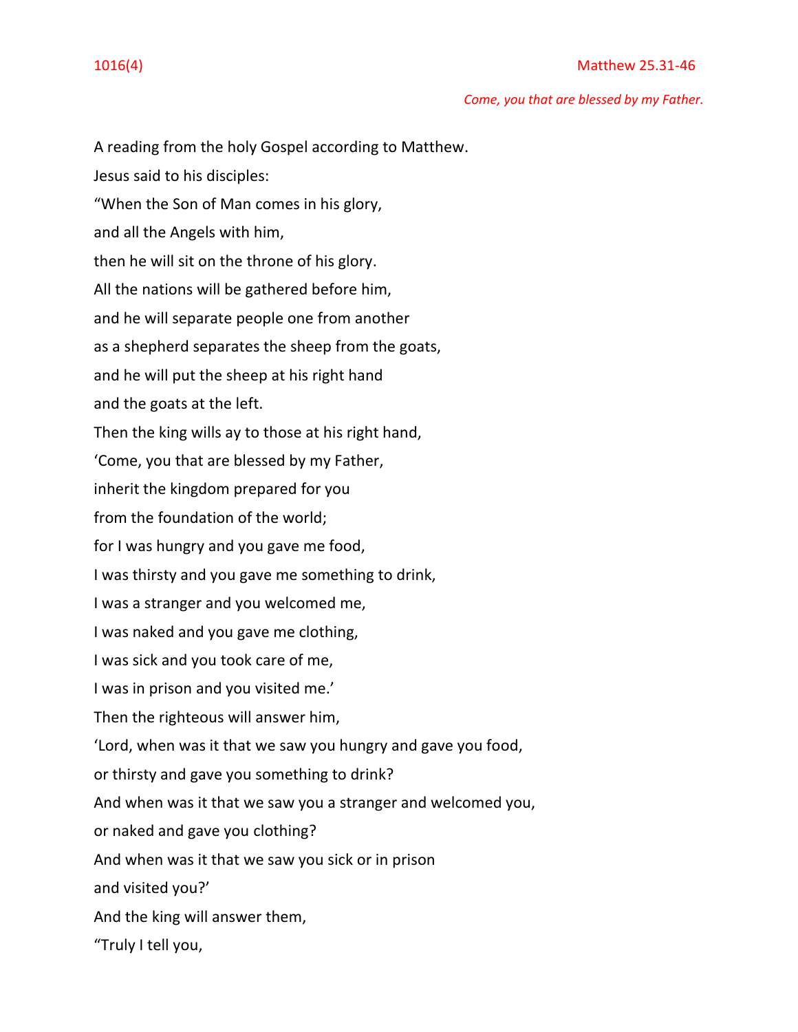1016(4) Matthew 25.31-46

*Come, you that are blessed by my Father.*

A reading from the holy Gospel according to Matthew.

Jesus said to his disciples:

"When the Son of Man comes in his glory,

and all the Angels with him,

then he will sit on the throne of his glory.

All the nations will be gathered before him,

and he will separate people one from another

as a shepherd separates the sheep from the goats,

and he will put the sheep at his right hand

and the goats at the left.

Then the king wills ay to those at his right hand,

'Come, you that are blessed by my Father,

inherit the kingdom prepared for you

from the foundation of the world;

for I was hungry and you gave me food,

I was thirsty and you gave me something to drink,

I was a stranger and you welcomed me,

I was naked and you gave me clothing,

I was sick and you took care of me,

I was in prison and you visited me.'

Then the righteous will answer him,

'Lord, when was it that we saw you hungry and gave you food,

or thirsty and gave you something to drink?

And when was it that we saw you a stranger and welcomed you,

or naked and gave you clothing?

And when was it that we saw you sick or in prison

and visited you?'

And the king will answer them,

"Truly I tell you,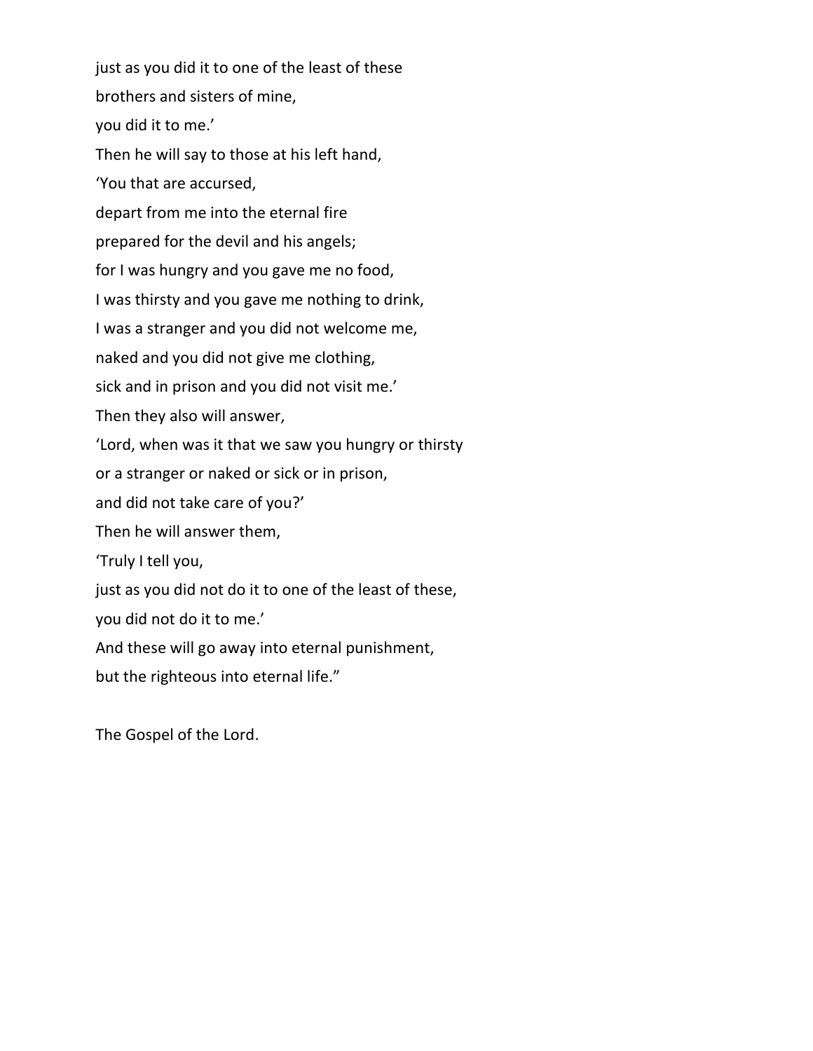just as you did it to one of the least of these  
brothers and sisters of mine,  
you did it to me.'  
Then he will say to those at his left hand,  
'You that are accursed,  
depart from me into the eternal fire  
prepared for the devil and his angels;  
for I was hungry and you gave me no food,  
I was thirsty and you gave me nothing to drink,  
I was a stranger and you did not welcome me,  
naked and you did not give me clothing,  
sick and in prison and you did not visit me.'  
Then they also will answer,  
'Lord, when was it that we saw you hungry or thirsty  
or a stranger or naked or sick or in prison,  
and did not take care of you?'  
Then he will answer them,  
'Truly I tell you,  
just as you did not do it to one of the least of these,  
you did not do it to me.'  
And these will go away into eternal punishment,  
but the righteous into eternal life."

The Gospel of the Lord.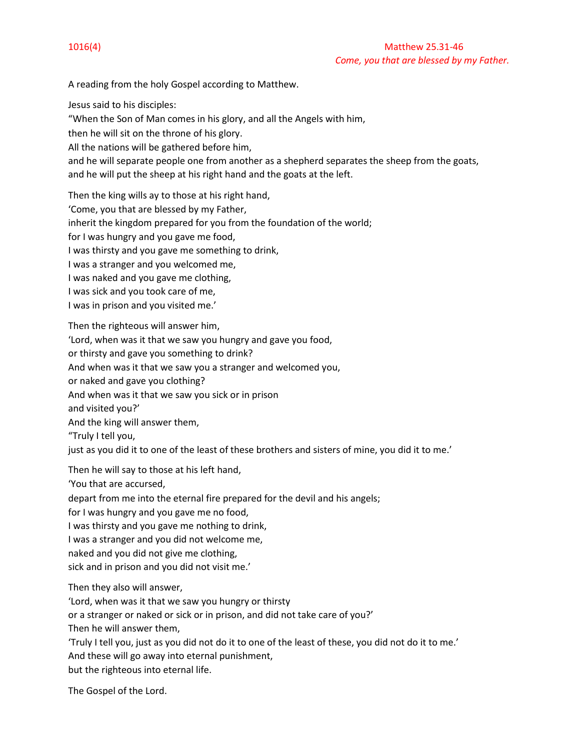1016(4) Matthew 25.31-46

*Come, you that are blessed by my Father.*

A reading from the holy Gospel according to Matthew.

Jesus said to his disciples:
“When the Son of Man comes in his glory, and all the Angels with him,
then he will sit on the throne of his glory.
All the nations will be gathered before him,
and he will separate people one from another as a shepherd separates the sheep from the goats,
and he will put the sheep at his right hand and the goats at the left.

Then the king wills ay to those at his right hand,
‘Come, you that are blessed by my Father,
inherit the kingdom prepared for you from the foundation of the world;
for I was hungry and you gave me food,
I was thirsty and you gave me something to drink,
I was a stranger and you welcomed me,
I was naked and you gave me clothing,
I was sick and you took care of me,
I was in prison and you visited me.’

Then the righteous will answer him,
‘Lord, when was it that we saw you hungry and gave you food,
or thirsty and gave you something to drink?
And when was it that we saw you a stranger and welcomed you,
or naked and gave you clothing?
And when was it that we saw you sick or in prison
and visited you?’
And the king will answer them,
“Truly I tell you,
just as you did it to one of the least of these brothers and sisters of mine, you did it to me.’

Then he will say to those at his left hand,
‘You that are accursed,
depart from me into the eternal fire prepared for the devil and his angels;
for I was hungry and you gave me no food,
I was thirsty and you gave me nothing to drink,
I was a stranger and you did not welcome me,
naked and you did not give me clothing,
sick and in prison and you did not visit me.’

Then they also will answer,
‘Lord, when was it that we saw you hungry or thirsty
or a stranger or naked or sick or in prison, and did not take care of you?’
Then he will answer them,
‘Truly I tell you, just as you did not do it to one of the least of these, you did not do it to me.’
And these will go away into eternal punishment,
but the righteous into eternal life.

The Gospel of the Lord.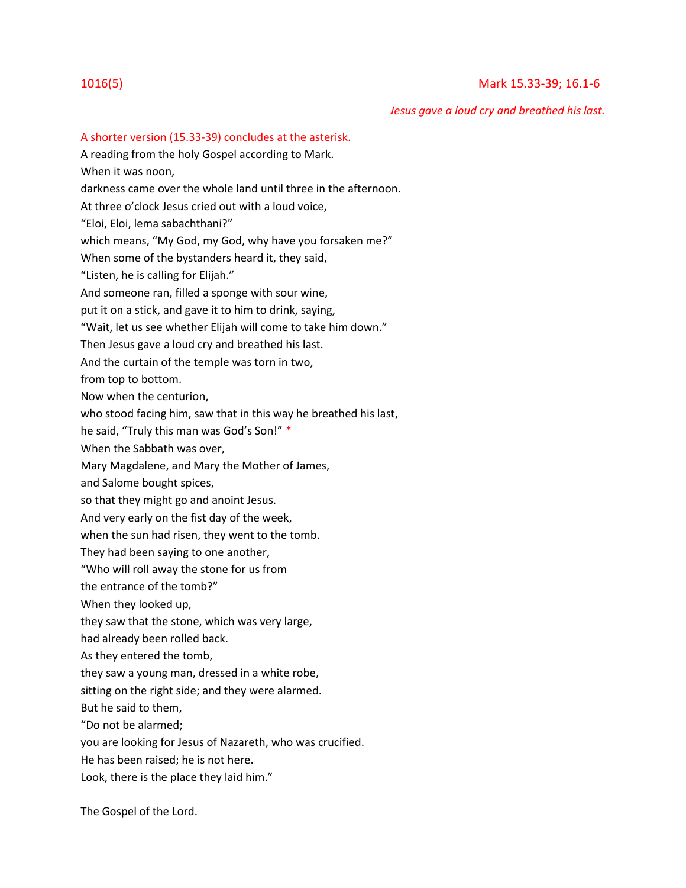1016(5) Mark 15.33-39; 16.1-6

*Jesus gave a loud cry and breathed his last.*

A shorter version (15.33-39) concludes at the asterisk.

A reading from the holy Gospel according to Mark.

When it was noon,  
darkness came over the whole land until three in the afternoon.  
At three o'clock Jesus cried out with a loud voice,  
"Eloi, Eloi, lema sabachthani?"  
which means, "My God, my God, why have you forsaken me?"  
When some of the bystanders heard it, they said,  
"Listen, he is calling for Elijah."  
And someone ran, filled a sponge with sour wine,  
put it on a stick, and gave it to him to drink, saying,  
"Wait, let us see whether Elijah will come to take him down."  
Then Jesus gave a loud cry and breathed his last.  
And the curtain of the temple was torn in two,  
from top to bottom.  
Now when the centurion,  
who stood facing him, saw that in this way he breathed his last,  
he said, "Truly this man was God's Son!" *  
When the Sabbath was over,  
Mary Magdalene, and Mary the Mother of James,  
and Salome bought spices,  
so that they might go and anoint Jesus.  
And very early on the fist day of the week,  
when the sun had risen, they went to the tomb.  
They had been saying to one another,  
"Who will roll away the stone for us from  
the entrance of the tomb?"  
When they looked up,  
they saw that the stone, which was very large,  
had already been rolled back.  
As they entered the tomb,  
they saw a young man, dressed in a white robe,  
sitting on the right side; and they were alarmed.  
But he said to them,  
"Do not be alarmed;  
you are looking for Jesus of Nazareth, who was crucified.  
He has been raised; he is not here.  
Look, there is the place they laid him."

The Gospel of the Lord.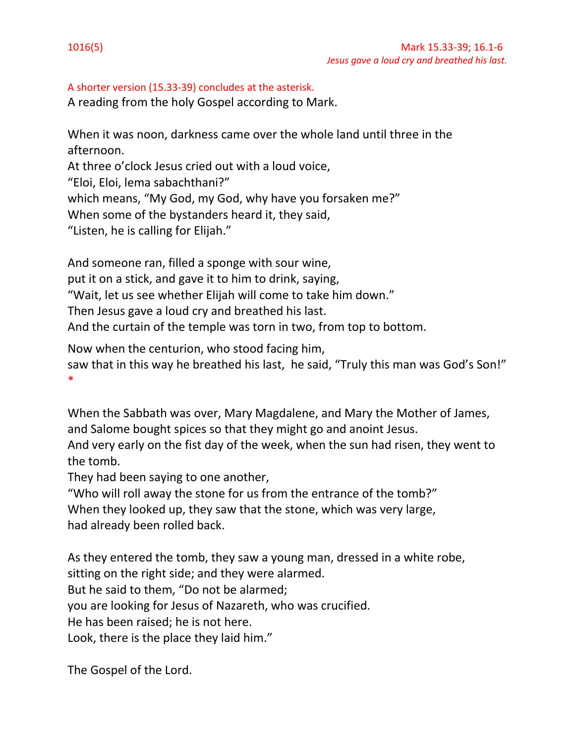1016(5) Mark 15.33-39; 16.1-6

*Jesus gave a loud cry and breathed his last.*

A shorter version (15.33-39) concludes at the asterisk.

A reading from the holy Gospel according to Mark.

When it was noon, darkness came over the whole land until three in the afternoon.
At three o'clock Jesus cried out with a loud voice,
"Eloi, Eloi, lema sabachthani?"
which means, "My God, my God, why have you forsaken me?"
When some of the bystanders heard it, they said,
"Listen, he is calling for Elijah."

And someone ran, filled a sponge with sour wine,
put it on a stick, and gave it to him to drink, saying,
"Wait, let us see whether Elijah will come to take him down."
Then Jesus gave a loud cry and breathed his last.
And the curtain of the temple was torn in two, from top to bottom.

Now when the centurion, who stood facing him,
saw that in this way he breathed his last, he said, "Truly this man was God's Son!"
*

When the Sabbath was over, Mary Magdalene, and Mary the Mother of James, and Salome bought spices so that they might go and anoint Jesus.
And very early on the fist day of the week, when the sun had risen, they went to the tomb.
They had been saying to one another,
"Who will roll away the stone for us from the entrance of the tomb?"
When they looked up, they saw that the stone, which was very large,
had already been rolled back.

As they entered the tomb, they saw a young man, dressed in a white robe,
sitting on the right side; and they were alarmed.
But he said to them, "Do not be alarmed;
you are looking for Jesus of Nazareth, who was crucified.
He has been raised; he is not here.
Look, there is the place they laid him."

The Gospel of the Lord.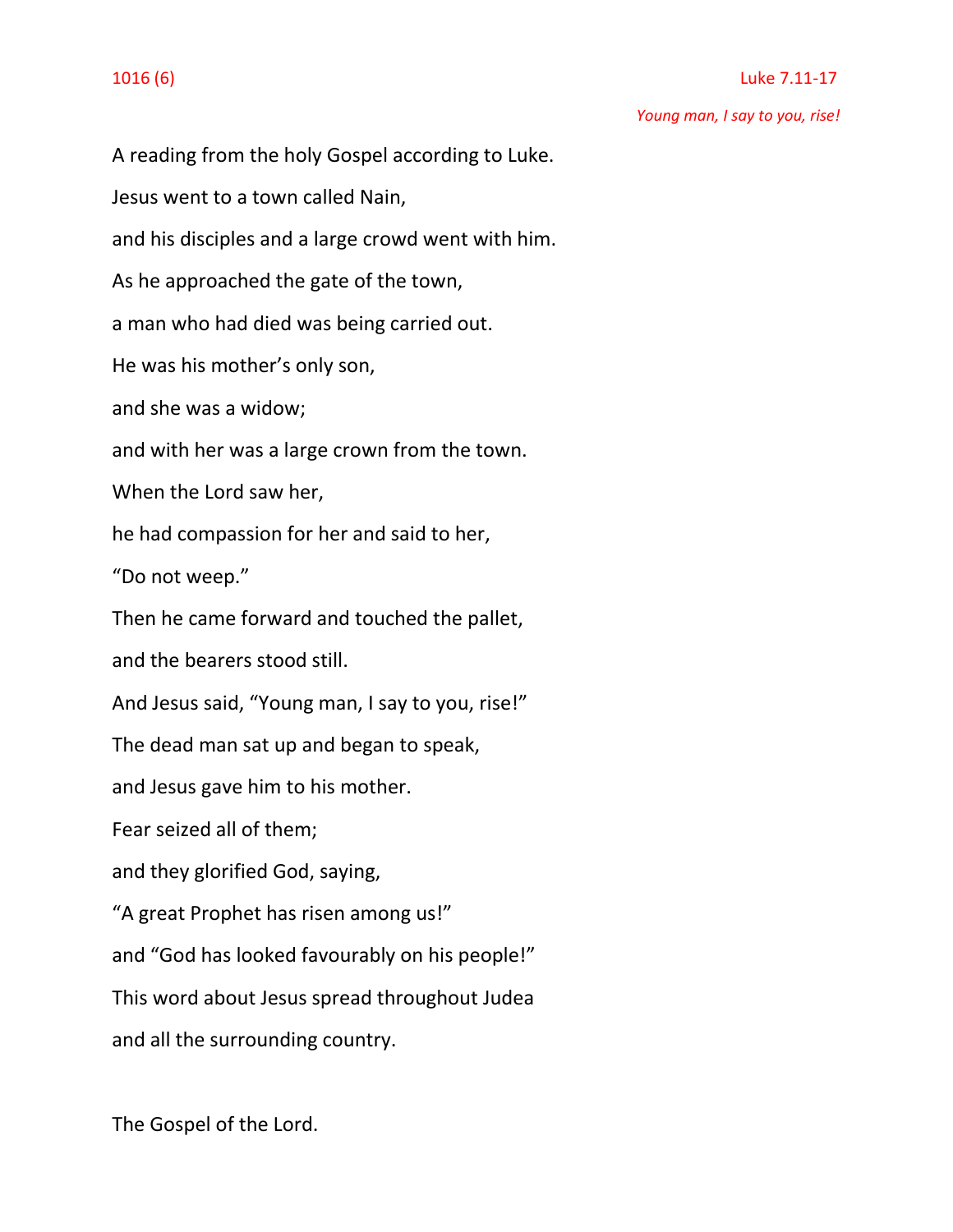1016 (6) Luke 7.11-17

*Young man, I say to you, rise!*

A reading from the holy Gospel according to Luke.

Jesus went to a town called Nain,

and his disciples and a large crowd went with him.

As he approached the gate of the town,

a man who had died was being carried out.

He was his mother's only son,

and she was a widow;

and with her was a large crown from the town.

When the Lord saw her,

he had compassion for her and said to her,

"Do not weep."

Then he came forward and touched the pallet,

and the bearers stood still.

And Jesus said, "Young man, I say to you, rise!"

The dead man sat up and began to speak,

and Jesus gave him to his mother.

Fear seized all of them;

and they glorified God, saying,

"A great Prophet has risen among us!"

and "God has looked favourably on his people!"

This word about Jesus spread throughout Judea

and all the surrounding country.

The Gospel of the Lord.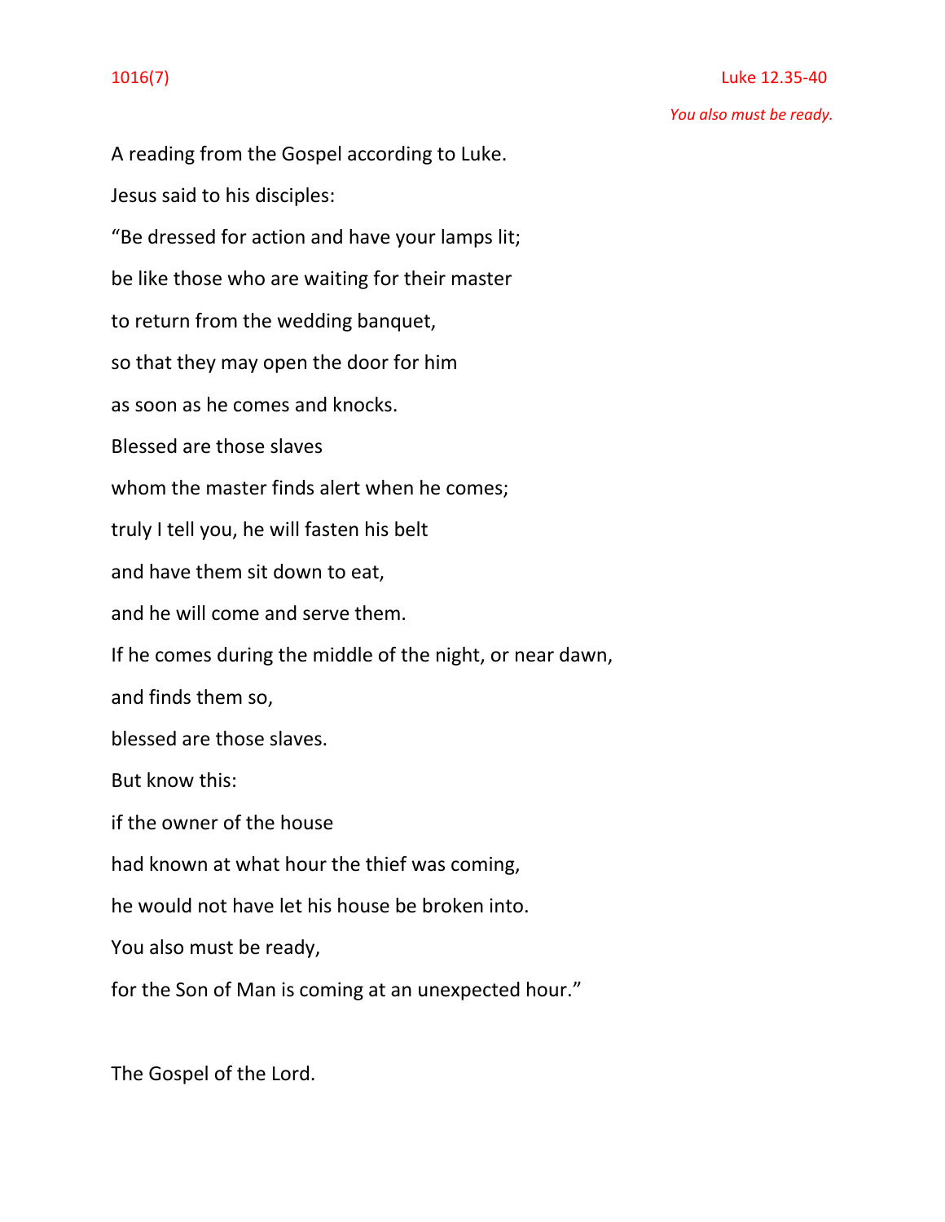1016(7) Luke 12.35-40

*You also must be ready.*

A reading from the Gospel according to Luke.

Jesus said to his disciples:

“Be dressed for action and have your lamps lit;

be like those who are waiting for their master

to return from the wedding banquet,

so that they may open the door for him

as soon as he comes and knocks.

Blessed are those slaves

whom the master finds alert when he comes;

truly I tell you, he will fasten his belt

and have them sit down to eat,

and he will come and serve them.

If he comes during the middle of the night, or near dawn,

and finds them so,

blessed are those slaves.

But know this:

if the owner of the house

had known at what hour the thief was coming,

he would not have let his house be broken into.

You also must be ready,

for the Son of Man is coming at an unexpected hour.”

The Gospel of the Lord.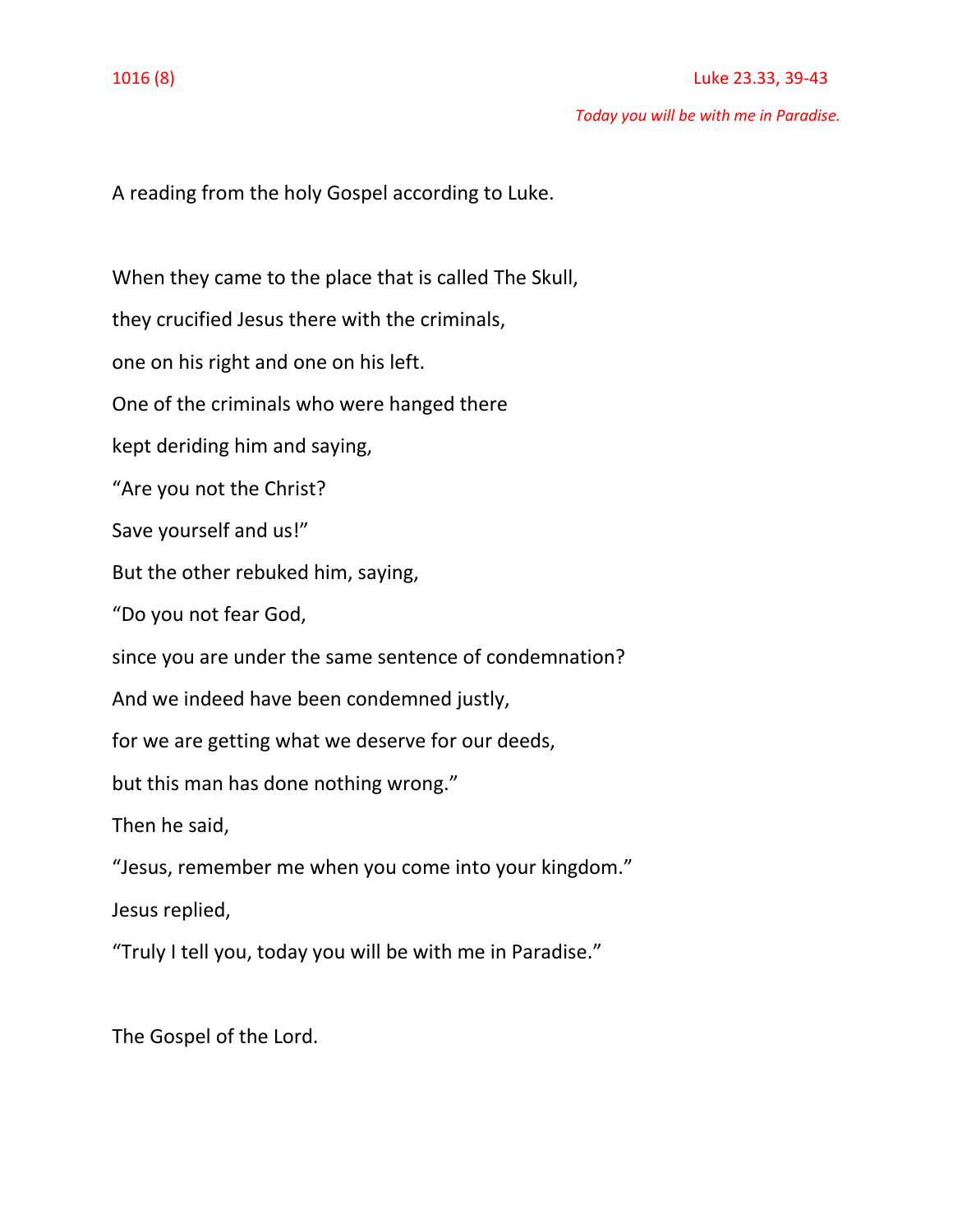1016 (8) Luke 23.33, 39-43

*Today you will be with me in Paradise.*

A reading from the holy Gospel according to Luke.

When they came to the place that is called The Skull,
they crucified Jesus there with the criminals,
one on his right and one on his left.
One of the criminals who were hanged there
kept deriding him and saying,
"Are you not the Christ?
Save yourself and us!"
But the other rebuked him, saying,
"Do you not fear God,
since you are under the same sentence of condemnation?
And we indeed have been condemned justly,
for we are getting what we deserve for our deeds,
but this man has done nothing wrong."
Then he said,
"Jesus, remember me when you come into your kingdom."
Jesus replied,
"Truly I tell you, today you will be with me in Paradise."

The Gospel of the Lord.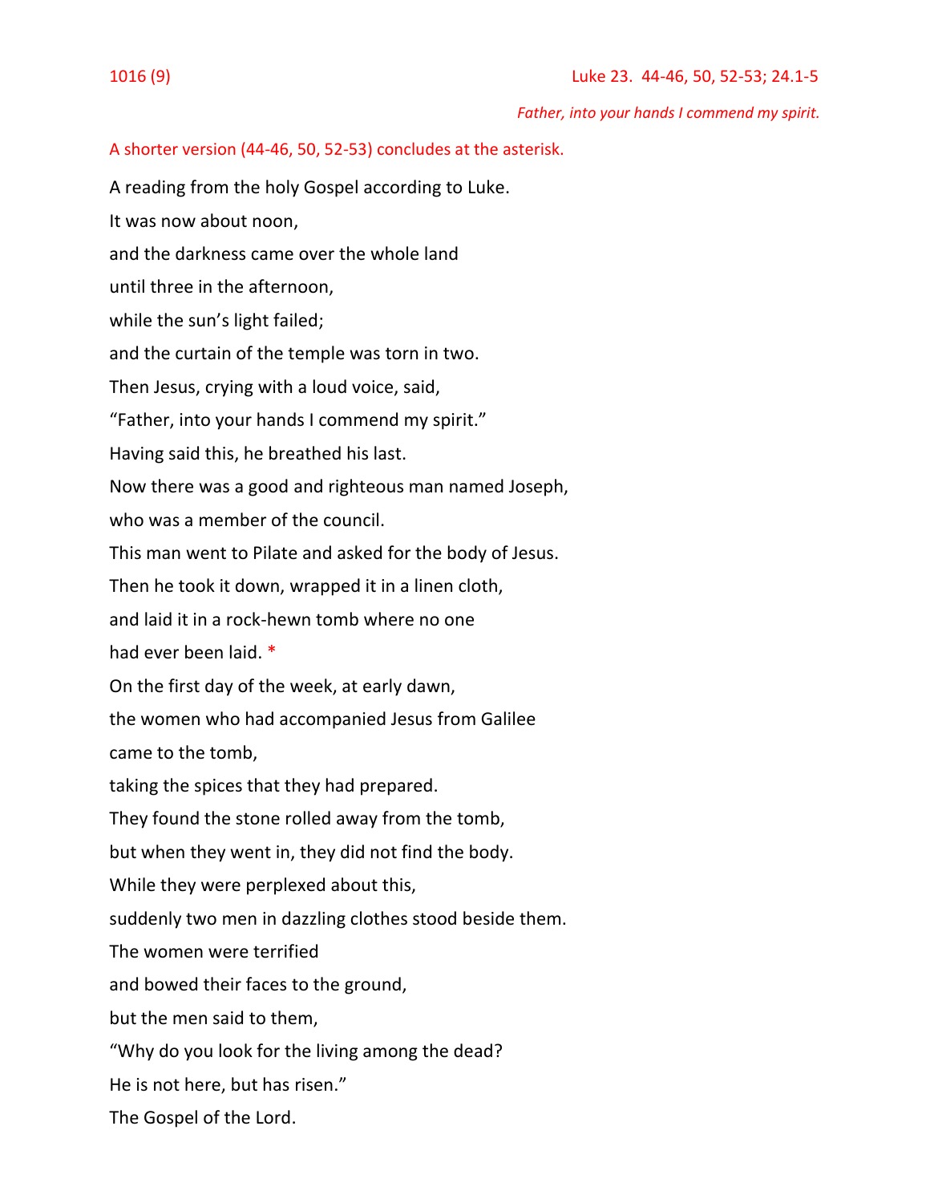1016 (9) Luke 23. 44-46, 50, 52-53; 24.1-5

*Father, into your hands I commend my spirit.*

A shorter version (44-46, 50, 52-53) concludes at the asterisk.

A reading from the holy Gospel according to Luke.

It was now about noon,

and the darkness came over the whole land

until three in the afternoon,

while the sun's light failed;

and the curtain of the temple was torn in two.

Then Jesus, crying with a loud voice, said,

"Father, into your hands I commend my spirit."

Having said this, he breathed his last.

Now there was a good and righteous man named Joseph,

who was a member of the council.

This man went to Pilate and asked for the body of Jesus.

Then he took it down, wrapped it in a linen cloth,

and laid it in a rock-hewn tomb where no one

had ever been laid. *

On the first day of the week, at early dawn,

the women who had accompanied Jesus from Galilee

came to the tomb,

taking the spices that they had prepared.

They found the stone rolled away from the tomb,

but when they went in, they did not find the body.

While they were perplexed about this,

suddenly two men in dazzling clothes stood beside them.

The women were terrified

and bowed their faces to the ground,

but the men said to them,

"Why do you look for the living among the dead?

He is not here, but has risen."

The Gospel of the Lord.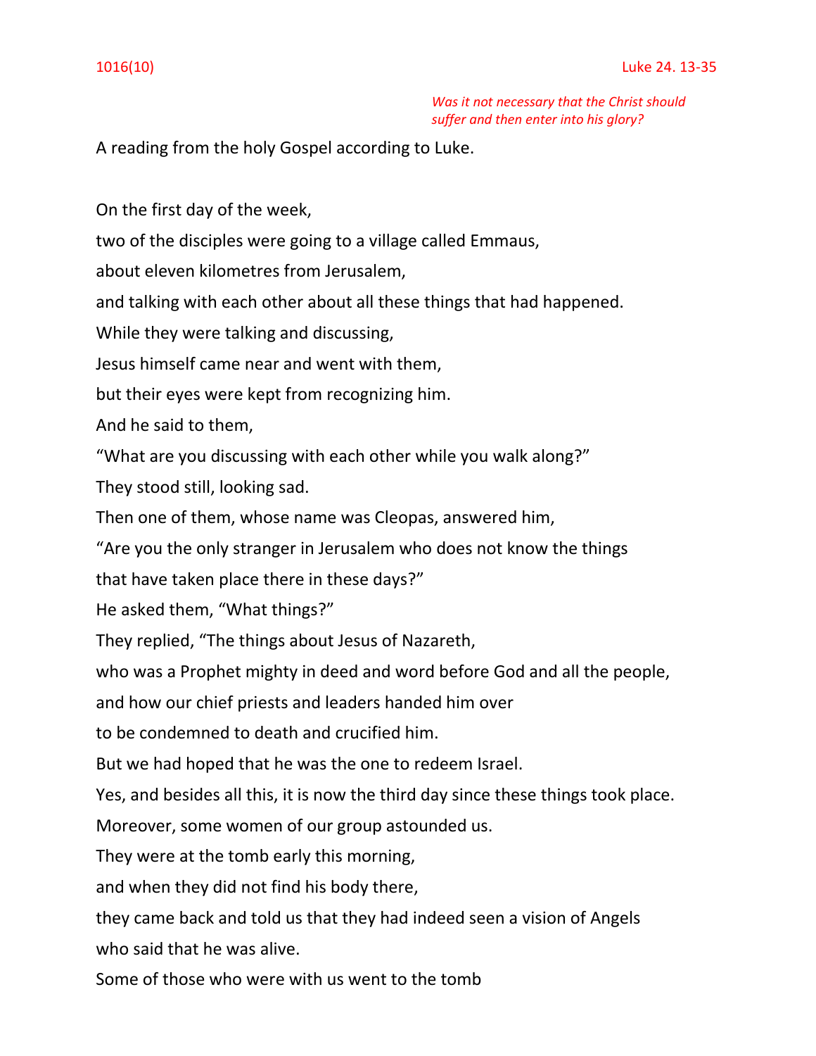1016(10) Luke 24. 13-35

*Was it not necessary that the Christ should suffer and then enter into his glory?*

A reading from the holy Gospel according to Luke.

On the first day of the week,

two of the disciples were going to a village called Emmaus,

about eleven kilometres from Jerusalem,

and talking with each other about all these things that had happened.

While they were talking and discussing,

Jesus himself came near and went with them,

but their eyes were kept from recognizing him.

And he said to them,

"What are you discussing with each other while you walk along?"

They stood still, looking sad.

Then one of them, whose name was Cleopas, answered him,

"Are you the only stranger in Jerusalem who does not know the things

that have taken place there in these days?"

He asked them, "What things?"

They replied, "The things about Jesus of Nazareth,

who was a Prophet mighty in deed and word before God and all the people,

and how our chief priests and leaders handed him over

to be condemned to death and crucified him.

But we had hoped that he was the one to redeem Israel.

Yes, and besides all this, it is now the third day since these things took place.

Moreover, some women of our group astounded us.

They were at the tomb early this morning,

and when they did not find his body there,

they came back and told us that they had indeed seen a vision of Angels

who said that he was alive.

Some of those who were with us went to the tomb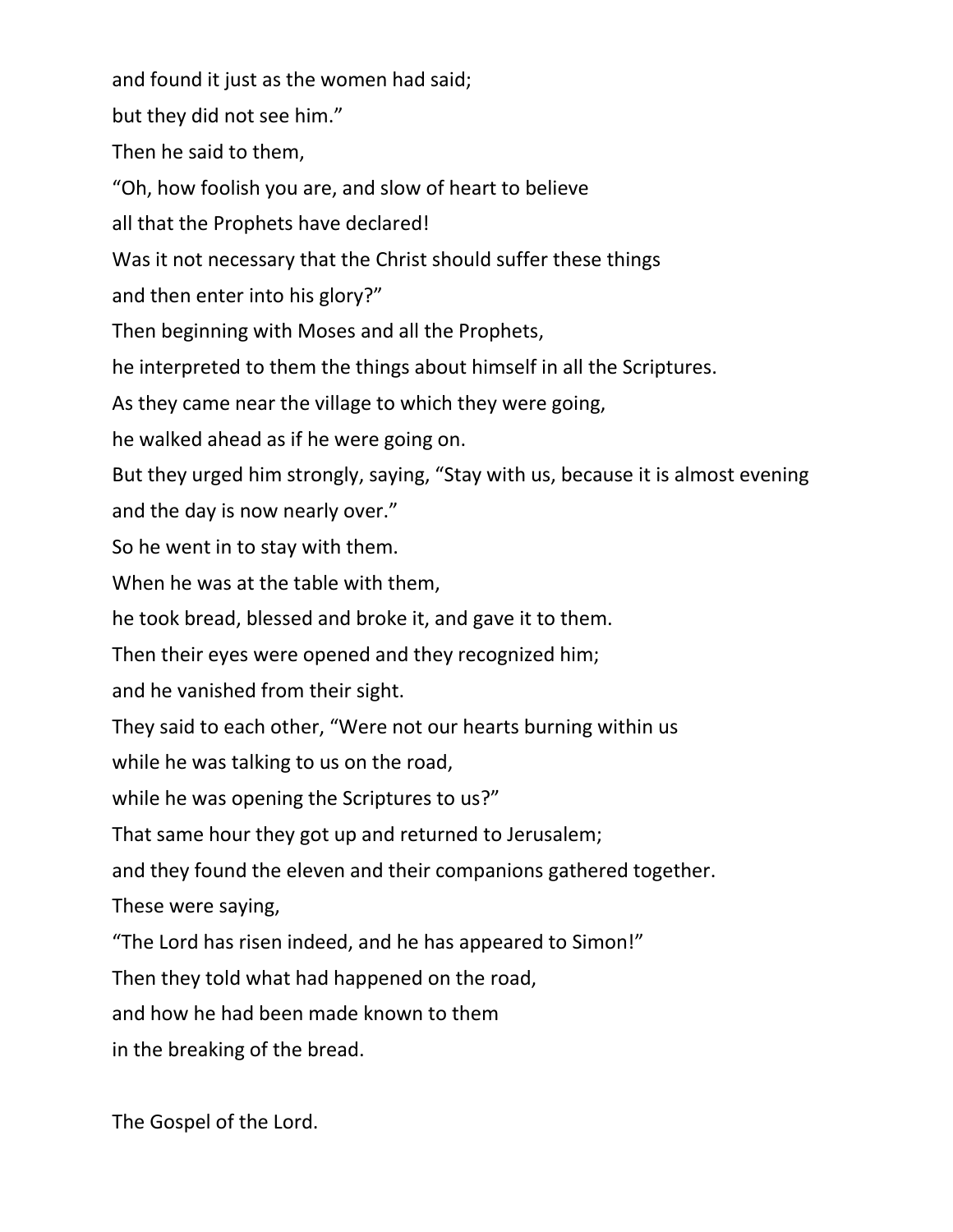and found it just as the women had said;

but they did not see him."

Then he said to them,

"Oh, how foolish you are, and slow of heart to believe

all that the Prophets have declared!

Was it not necessary that the Christ should suffer these things

and then enter into his glory?"

Then beginning with Moses and all the Prophets,

he interpreted to them the things about himself in all the Scriptures.

As they came near the village to which they were going,

he walked ahead as if he were going on.

But they urged him strongly, saying, "Stay with us, because it is almost evening

and the day is now nearly over."

So he went in to stay with them.

When he was at the table with them,

he took bread, blessed and broke it, and gave it to them.

Then their eyes were opened and they recognized him;

and he vanished from their sight.

They said to each other, "Were not our hearts burning within us

while he was talking to us on the road,

while he was opening the Scriptures to us?"

That same hour they got up and returned to Jerusalem;

and they found the eleven and their companions gathered together.

These were saying,

"The Lord has risen indeed, and he has appeared to Simon!"

Then they told what had happened on the road,

and how he had been made known to them

in the breaking of the bread.

The Gospel of the Lord.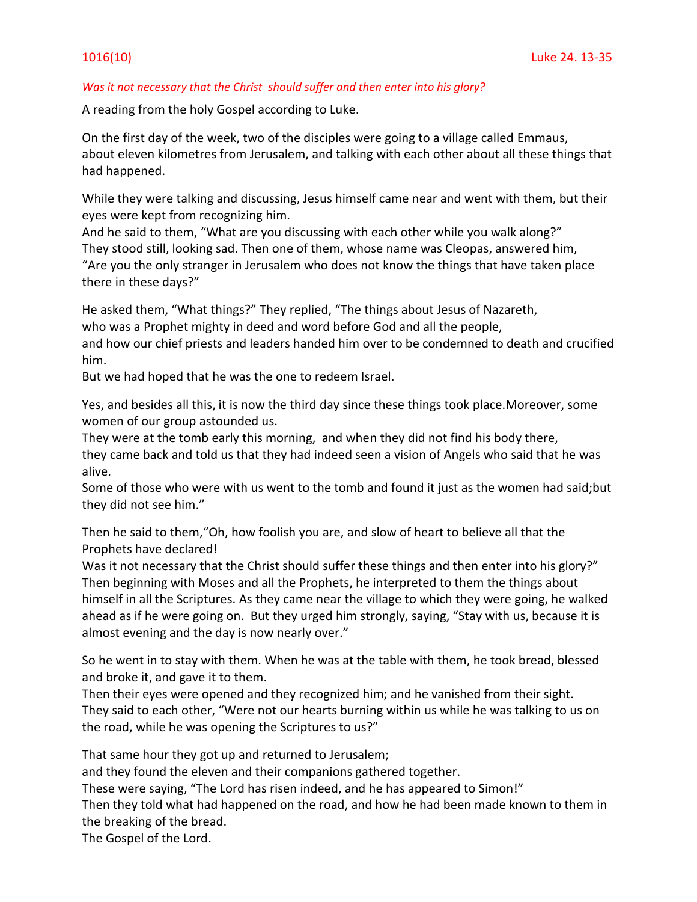1016(10) Luke 24. 13-35

*Was it not necessary that the Christ should suffer and then enter into his glory?*

A reading from the holy Gospel according to Luke.

On the first day of the week, two of the disciples were going to a village called Emmaus, about eleven kilometres from Jerusalem, and talking with each other about all these things that had happened.

While they were talking and discussing, Jesus himself came near and went with them, but their eyes were kept from recognizing him.
And he said to them, “What are you discussing with each other while you walk along?”
They stood still, looking sad. Then one of them, whose name was Cleopas, answered him, “Are you the only stranger in Jerusalem who does not know the things that have taken place there in these days?”

He asked them, “What things?” They replied, “The things about Jesus of Nazareth, who was a Prophet mighty in deed and word before God and all the people, and how our chief priests and leaders handed him over to be condemned to death and crucified him.
But we had hoped that he was the one to redeem Israel.

Yes, and besides all this, it is now the third day since these things took place.Moreover, some women of our group astounded us.
They were at the tomb early this morning, and when they did not find his body there, they came back and told us that they had indeed seen a vision of Angels who said that he was alive.
Some of those who were with us went to the tomb and found it just as the women had said;but they did not see him.”

Then he said to them,“Oh, how foolish you are, and slow of heart to believe all that the Prophets have declared!
Was it not necessary that the Christ should suffer these things and then enter into his glory?”
Then beginning with Moses and all the Prophets, he interpreted to them the things about himself in all the Scriptures. As they came near the village to which they were going, he walked ahead as if he were going on. But they urged him strongly, saying, “Stay with us, because it is almost evening and the day is now nearly over.”

So he went in to stay with them. When he was at the table with them, he took bread, blessed and broke it, and gave it to them.
Then their eyes were opened and they recognized him; and he vanished from their sight.
They said to each other, “Were not our hearts burning within us while he was talking to us on the road, while he was opening the Scriptures to us?”

That same hour they got up and returned to Jerusalem;
and they found the eleven and their companions gathered together.
These were saying, “The Lord has risen indeed, and he has appeared to Simon!”
Then they told what had happened on the road, and how he had been made known to them in the breaking of the bread.
The Gospel of the Lord.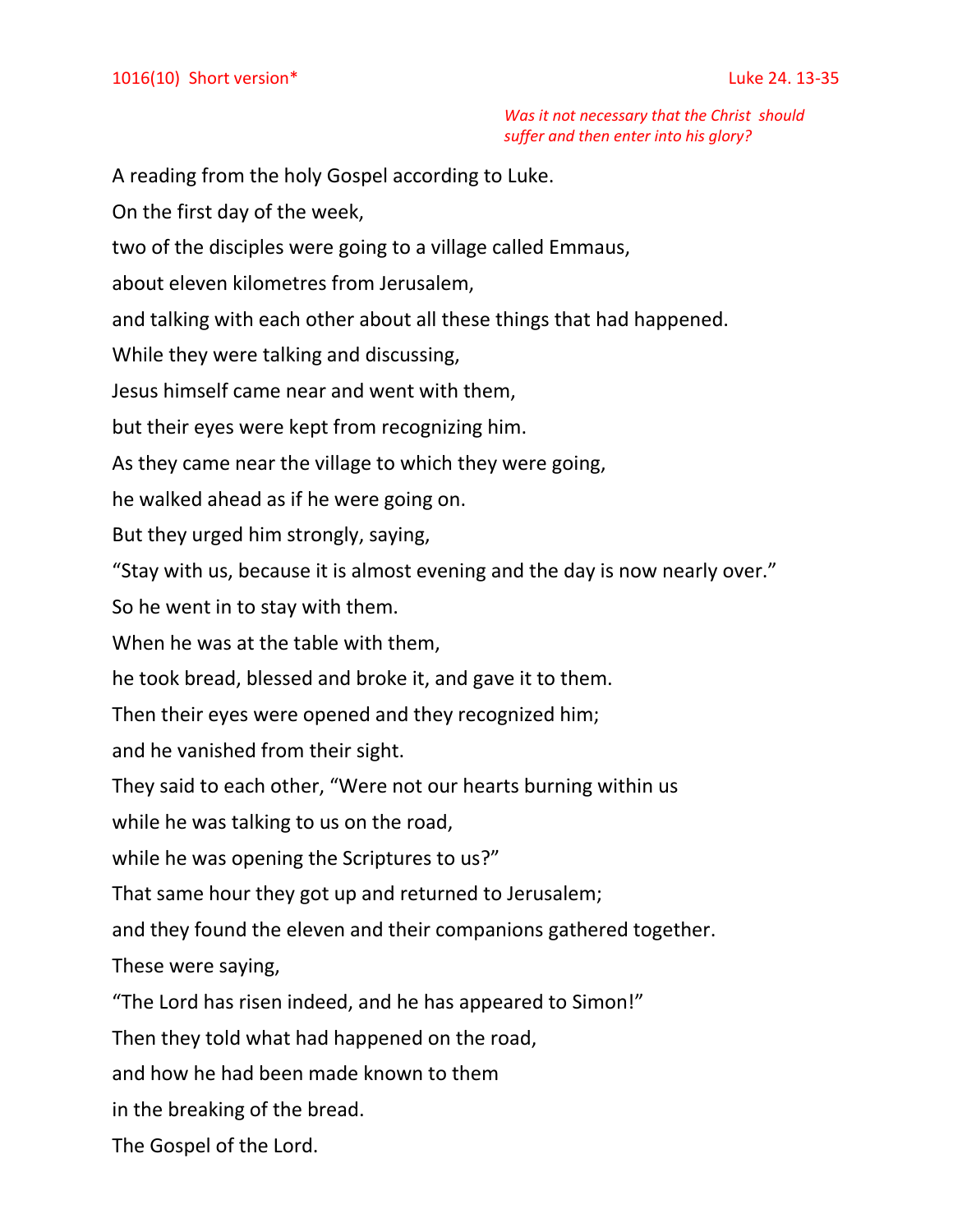1016(10) Short version* Luke 24. 13-35

*Was it not necessary that the Christ should suffer and then enter into his glory?*

A reading from the holy Gospel according to Luke.

On the first day of the week,

two of the disciples were going to a village called Emmaus,

about eleven kilometres from Jerusalem,

and talking with each other about all these things that had happened.

While they were talking and discussing,

Jesus himself came near and went with them,

but their eyes were kept from recognizing him.

As they came near the village to which they were going,

he walked ahead as if he were going on.

But they urged him strongly, saying,

"Stay with us, because it is almost evening and the day is now nearly over."

So he went in to stay with them.

When he was at the table with them,

he took bread, blessed and broke it, and gave it to them.

Then their eyes were opened and they recognized him;

and he vanished from their sight.

They said to each other, "Were not our hearts burning within us

while he was talking to us on the road,

while he was opening the Scriptures to us?"

That same hour they got up and returned to Jerusalem;

and they found the eleven and their companions gathered together.

These were saying,

"The Lord has risen indeed, and he has appeared to Simon!"

Then they told what had happened on the road,

and how he had been made known to them

in the breaking of the bread.

The Gospel of the Lord.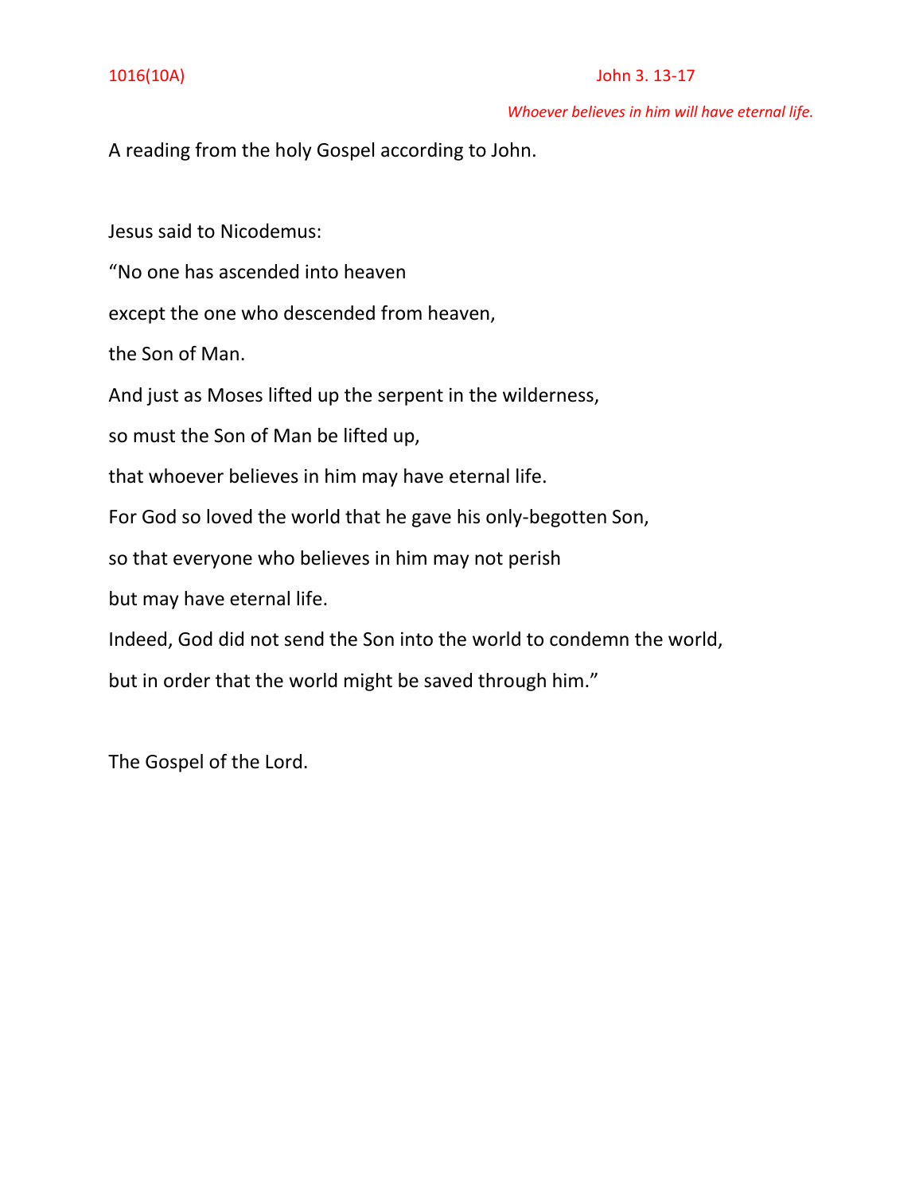1016(10A) John 3. 13-17

*Whoever believes in him will have eternal life.*

A reading from the holy Gospel according to John.

Jesus said to Nicodemus:

"No one has ascended into heaven

except the one who descended from heaven,

the Son of Man.

And just as Moses lifted up the serpent in the wilderness,

so must the Son of Man be lifted up,

that whoever believes in him may have eternal life.

For God so loved the world that he gave his only-begotten Son,

so that everyone who believes in him may not perish

but may have eternal life.

Indeed, God did not send the Son into the world to condemn the world,

but in order that the world might be saved through him."

The Gospel of the Lord.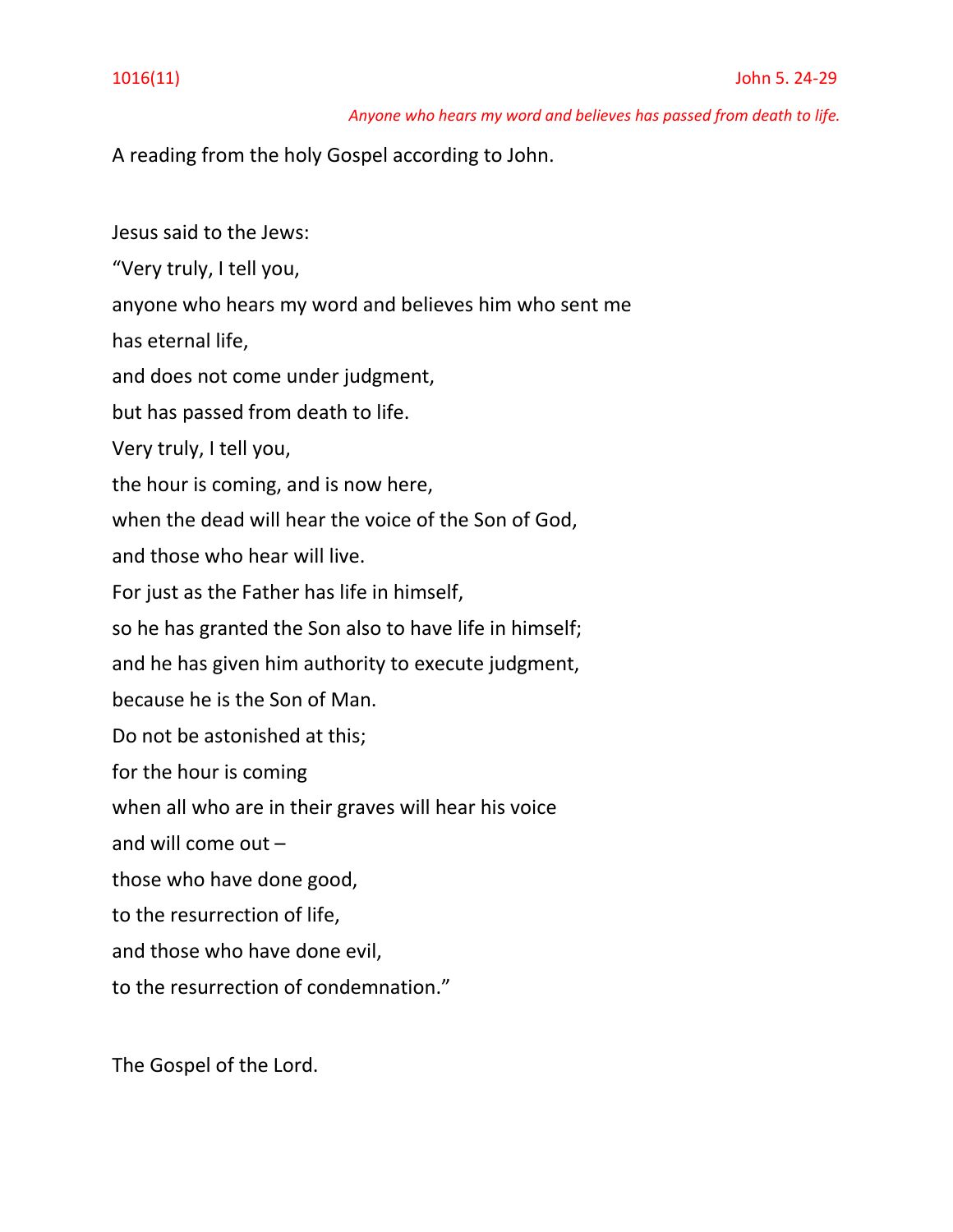1016(11) John 5. 24-29

*Anyone who hears my word and believes has passed from death to life.*

A reading from the holy Gospel according to John.

Jesus said to the Jews:
"Very truly, I tell you,
anyone who hears my word and believes him who sent me
has eternal life,
and does not come under judgment,
but has passed from death to life.
Very truly, I tell you,
the hour is coming, and is now here,
when the dead will hear the voice of the Son of God,
and those who hear will live.
For just as the Father has life in himself,
so he has granted the Son also to have life in himself;
and he has given him authority to execute judgment,
because he is the Son of Man.
Do not be astonished at this;
for the hour is coming
when all who are in their graves will hear his voice
and will come out –
those who have done good,
to the resurrection of life,
and those who have done evil,
to the resurrection of condemnation."

The Gospel of the Lord.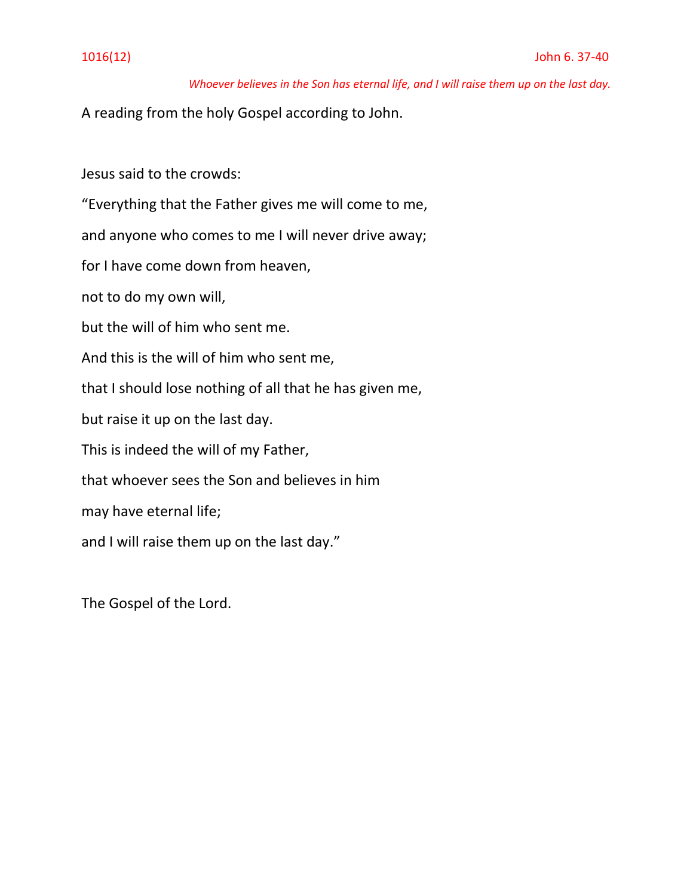1016(12) John 6. 37-40

*Whoever believes in the Son has eternal life, and I will raise them up on the last day.*

A reading from the holy Gospel according to John.

Jesus said to the crowds:

“Everything that the Father gives me will come to me,

and anyone who comes to me I will never drive away;

for I have come down from heaven,

not to do my own will,

but the will of him who sent me.

And this is the will of him who sent me,

that I should lose nothing of all that he has given me,

but raise it up on the last day.

This is indeed the will of my Father,

that whoever sees the Son and believes in him

may have eternal life;

and I will raise them up on the last day.”

The Gospel of the Lord.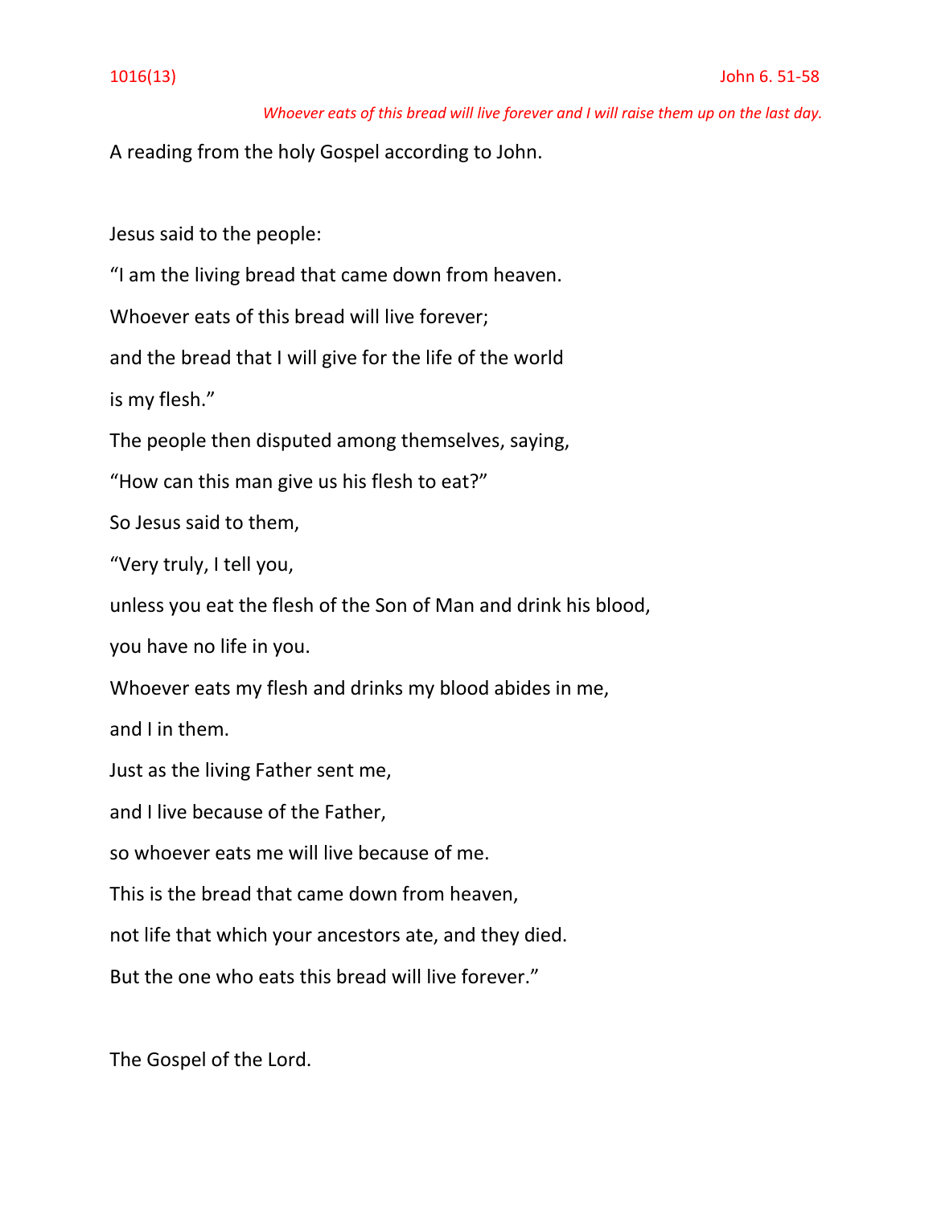1016(13) John 6. 51-58

*Whoever eats of this bread will live forever and I will raise them up on the last day.*

A reading from the holy Gospel according to John.

Jesus said to the people:

"I am the living bread that came down from heaven.

Whoever eats of this bread will live forever;

and the bread that I will give for the life of the world

is my flesh."

The people then disputed among themselves, saying,

"How can this man give us his flesh to eat?"

So Jesus said to them,

"Very truly, I tell you,

unless you eat the flesh of the Son of Man and drink his blood,

you have no life in you.

Whoever eats my flesh and drinks my blood abides in me,

and I in them.

Just as the living Father sent me,

and I live because of the Father,

so whoever eats me will live because of me.

This is the bread that came down from heaven,

not life that which your ancestors ate, and they died.

But the one who eats this bread will live forever."

The Gospel of the Lord.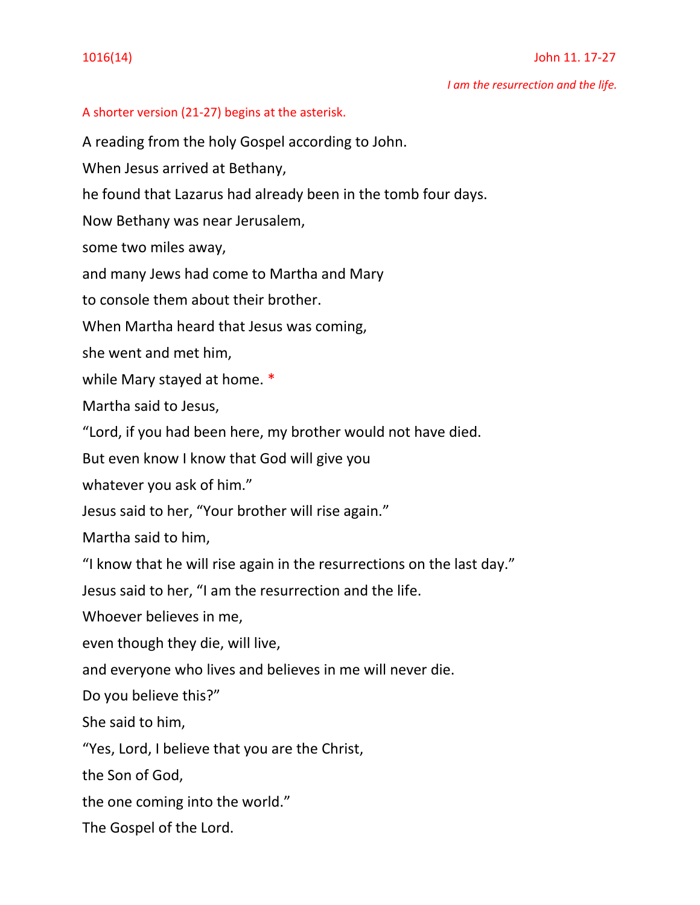1016(14) John 11. 17-27

*I am the resurrection and the life.*

A shorter version (21-27) begins at the asterisk.

A reading from the holy Gospel according to John.

When Jesus arrived at Bethany,

he found that Lazarus had already been in the tomb four days.

Now Bethany was near Jerusalem,

some two miles away,

and many Jews had come to Martha and Mary

to console them about their brother.

When Martha heard that Jesus was coming,

she went and met him,

while Mary stayed at home. *

Martha said to Jesus,

"Lord, if you had been here, my brother would not have died.

But even know I know that God will give you

whatever you ask of him."

Jesus said to her, "Your brother will rise again."

Martha said to him,

"I know that he will rise again in the resurrections on the last day."

Jesus said to her, "I am the resurrection and the life.

Whoever believes in me,

even though they die, will live,

and everyone who lives and believes in me will never die.

Do you believe this?"

She said to him,

"Yes, Lord, I believe that you are the Christ,

the Son of God,

the one coming into the world."

The Gospel of the Lord.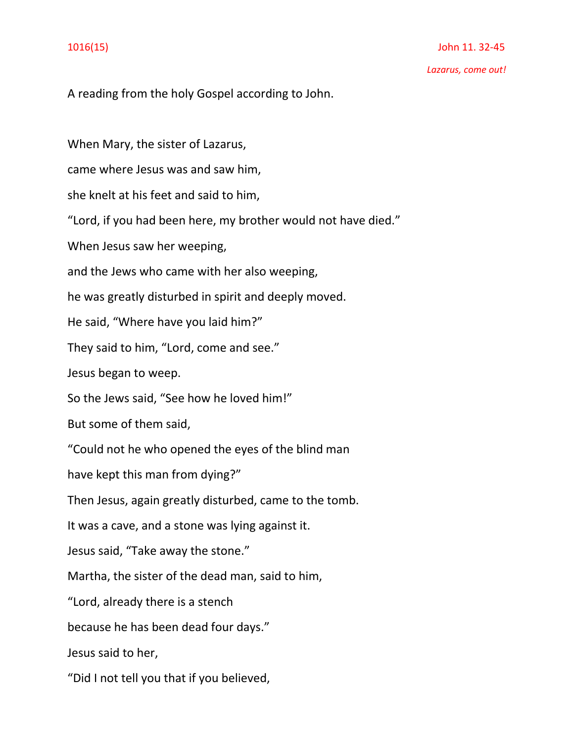1016(15) John 11. 32-45

*Lazarus, come out!*

A reading from the holy Gospel according to John.

When Mary, the sister of Lazarus,

came where Jesus was and saw him,

she knelt at his feet and said to him,

“Lord, if you had been here, my brother would not have died.”

When Jesus saw her weeping,

and the Jews who came with her also weeping,

he was greatly disturbed in spirit and deeply moved.

He said, “Where have you laid him?”

They said to him, “Lord, come and see.”

Jesus began to weep.

So the Jews said, “See how he loved him!”

But some of them said,

“Could not he who opened the eyes of the blind man

have kept this man from dying?”

Then Jesus, again greatly disturbed, came to the tomb.

It was a cave, and a stone was lying against it.

Jesus said, “Take away the stone.”

Martha, the sister of the dead man, said to him,

“Lord, already there is a stench

because he has been dead four days.”

Jesus said to her,

“Did I not tell you that if you believed,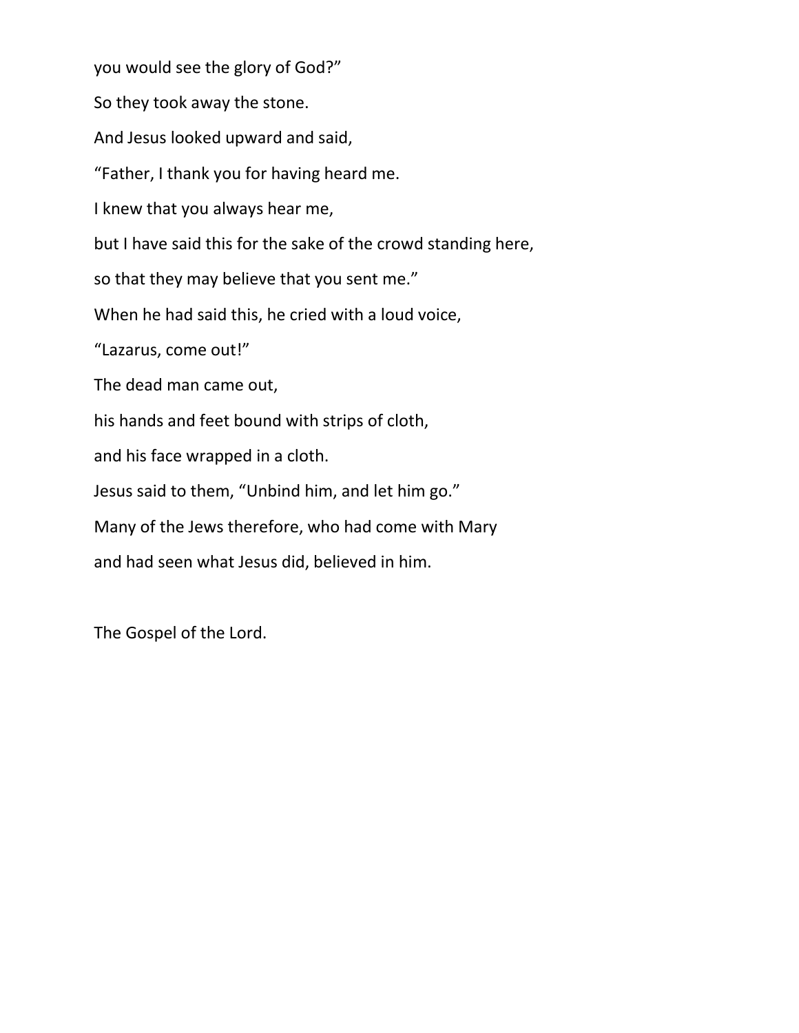you would see the glory of God?"

So they took away the stone.

And Jesus looked upward and said,

"Father, I thank you for having heard me.

I knew that you always hear me,

but I have said this for the sake of the crowd standing here,

so that they may believe that you sent me."

When he had said this, he cried with a loud voice,

"Lazarus, come out!"

The dead man came out,

his hands and feet bound with strips of cloth,

and his face wrapped in a cloth.

Jesus said to them, "Unbind him, and let him go."

Many of the Jews therefore, who had come with Mary

and had seen what Jesus did, believed in him.

The Gospel of the Lord.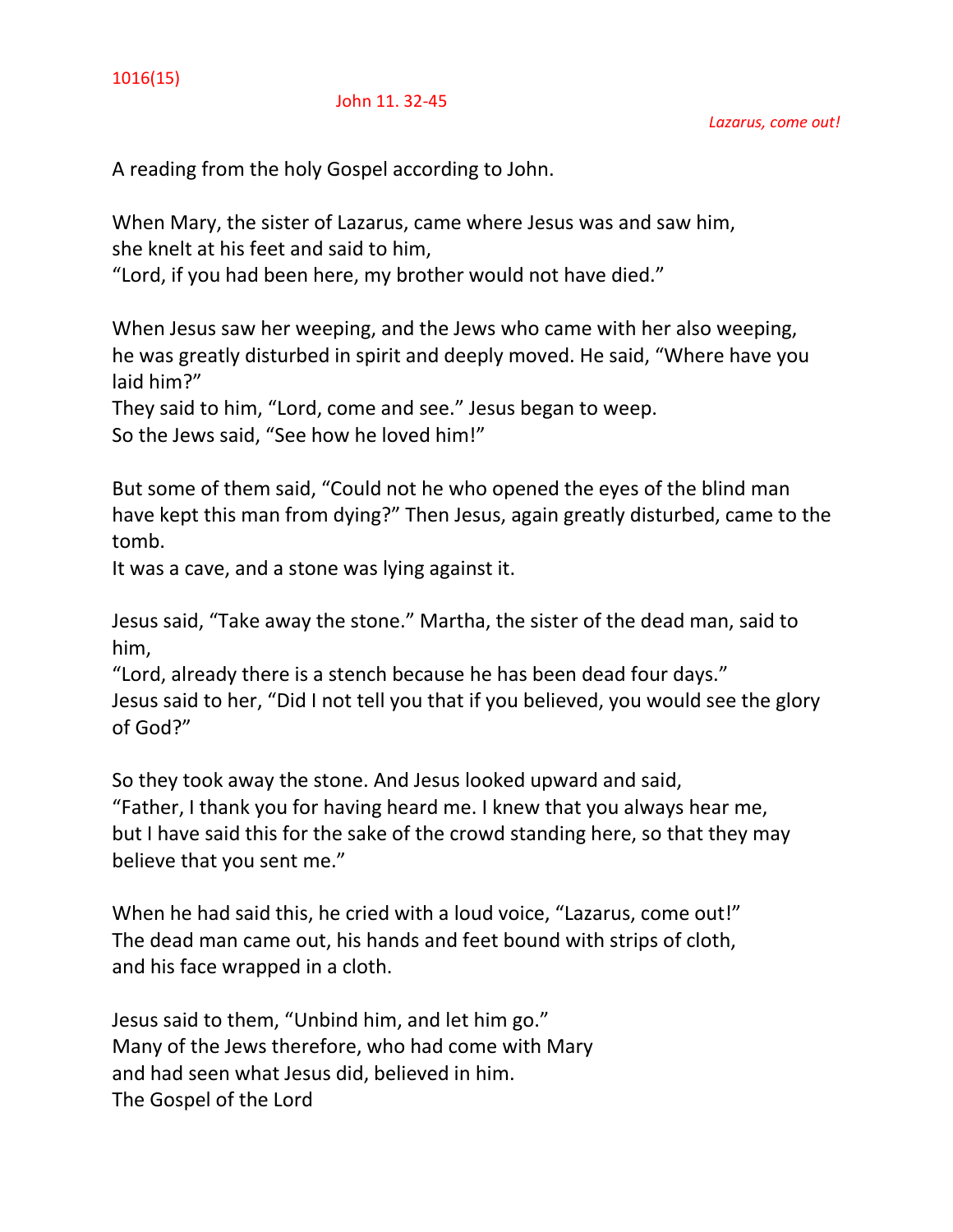1016(15)

John 11. 32-45

*Lazarus, come out!*

A reading from the holy Gospel according to John.

When Mary, the sister of Lazarus, came where Jesus was and saw him,
she knelt at his feet and said to him,
“Lord, if you had been here, my brother would not have died.”

When Jesus saw her weeping, and the Jews who came with her also weeping,
he was greatly disturbed in spirit and deeply moved. He said, “Where have you laid him?”
They said to him, “Lord, come and see.” Jesus began to weep.
So the Jews said, “See how he loved him!”

But some of them said, “Could not he who opened the eyes of the blind man have kept this man from dying?” Then Jesus, again greatly disturbed, came to the tomb.
It was a cave, and a stone was lying against it.

Jesus said, “Take away the stone.” Martha, the sister of the dead man, said to him,
“Lord, already there is a stench because he has been dead four days.”
Jesus said to her, “Did I not tell you that if you believed, you would see the glory of God?”

So they took away the stone. And Jesus looked upward and said,
“Father, I thank you for having heard me. I knew that you always hear me,
but I have said this for the sake of the crowd standing here, so that they may believe that you sent me.”

When he had said this, he cried with a loud voice, “Lazarus, come out!”
The dead man came out, his hands and feet bound with strips of cloth,
and his face wrapped in a cloth.

Jesus said to them, “Unbind him, and let him go.”
Many of the Jews therefore, who had come with Mary
and had seen what Jesus did, believed in him.
The Gospel of the Lord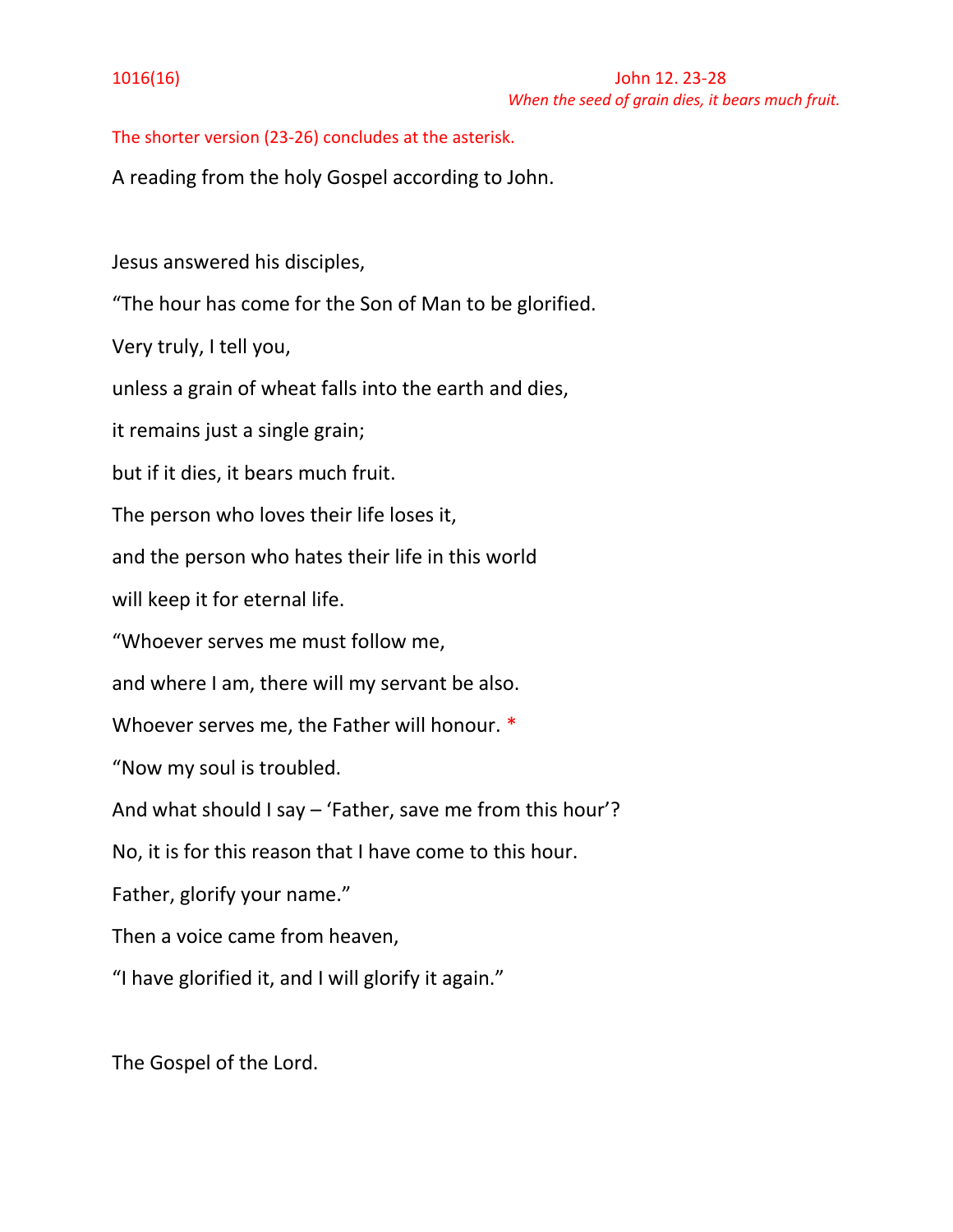1016(16)

John 12. 23-28

*When the seed of grain dies, it bears much fruit.*

The shorter version (23-26) concludes at the asterisk.

A reading from the holy Gospel according to John.

Jesus answered his disciples,

"The hour has come for the Son of Man to be glorified.

Very truly, I tell you,

unless a grain of wheat falls into the earth and dies,

it remains just a single grain;

but if it dies, it bears much fruit.

The person who loves their life loses it,

and the person who hates their life in this world

will keep it for eternal life.

"Whoever serves me must follow me,

and where I am, there will my servant be also.

Whoever serves me, the Father will honour. *

"Now my soul is troubled.

And what should I say – 'Father, save me from this hour'?

No, it is for this reason that I have come to this hour.

Father, glorify your name."

Then a voice came from heaven,

"I have glorified it, and I will glorify it again."

The Gospel of the Lord.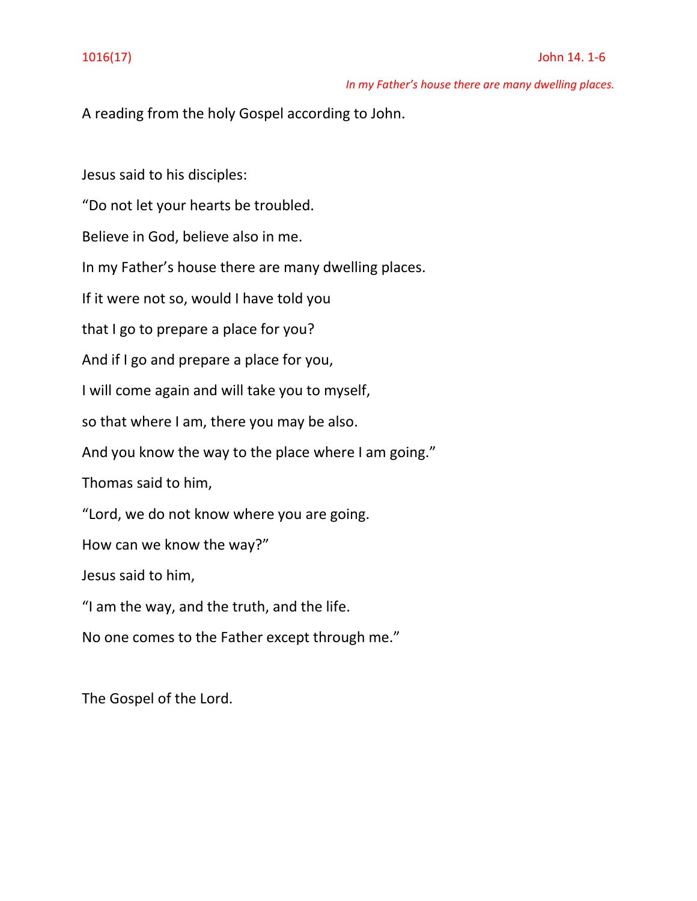1016(17) John 14. 1-6

*In my Father's house there are many dwelling places.*

A reading from the holy Gospel according to John.

Jesus said to his disciples:

"Do not let your hearts be troubled.

Believe in God, believe also in me.

In my Father's house there are many dwelling places.

If it were not so, would I have told you

that I go to prepare a place for you?

And if I go and prepare a place for you,

I will come again and will take you to myself,

so that where I am, there you may be also.

And you know the way to the place where I am going."

Thomas said to him,

"Lord, we do not know where you are going.

How can we know the way?"

Jesus said to him,

"I am the way, and the truth, and the life.

No one comes to the Father except through me."

The Gospel of the Lord.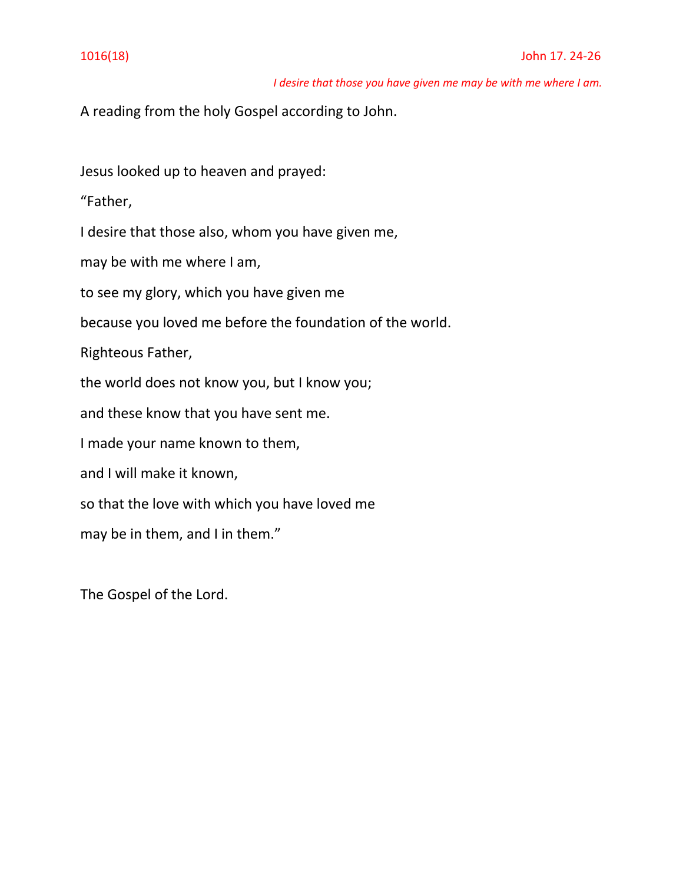1016(18) John 17. 24-26

*I desire that those you have given me may be with me where I am.*

A reading from the holy Gospel according to John.

Jesus looked up to heaven and prayed:

“Father,

I desire that those also, whom you have given me,

may be with me where I am,

to see my glory, which you have given me

because you loved me before the foundation of the world.

Righteous Father,

the world does not know you, but I know you;

and these know that you have sent me.

I made your name known to them,

and I will make it known,

so that the love with which you have loved me

may be in them, and I in them.”

The Gospel of the Lord.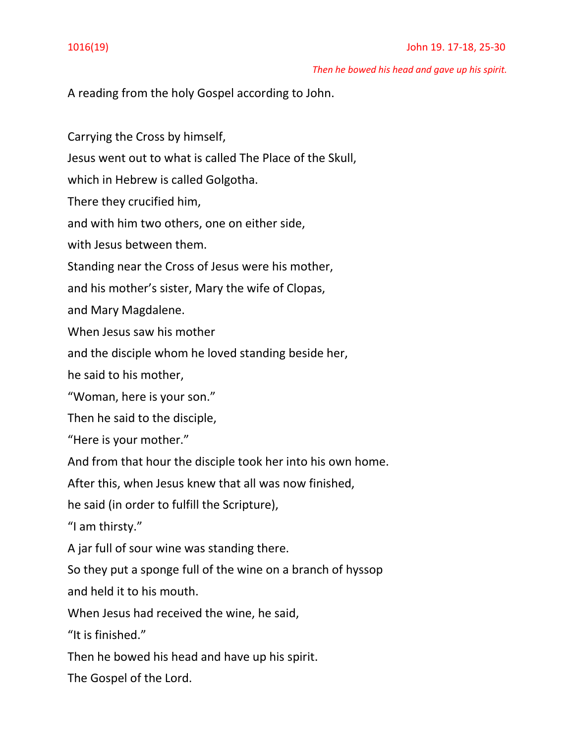1016(19) John 19. 17-18, 25-30

*Then he bowed his head and gave up his spirit.*

A reading from the holy Gospel according to John.

Carrying the Cross by himself,
Jesus went out to what is called The Place of the Skull,
which in Hebrew is called Golgotha.
There they crucified him,
and with him two others, one on either side,
with Jesus between them.
Standing near the Cross of Jesus were his mother,
and his mother's sister, Mary the wife of Clopas,
and Mary Magdalene.
When Jesus saw his mother
and the disciple whom he loved standing beside her,
he said to his mother,
"Woman, here is your son."
Then he said to the disciple,
"Here is your mother."
And from that hour the disciple took her into his own home.
After this, when Jesus knew that all was now finished,
he said (in order to fulfill the Scripture),
"I am thirsty."
A jar full of sour wine was standing there.
So they put a sponge full of the wine on a branch of hyssop
and held it to his mouth.
When Jesus had received the wine, he said,
"It is finished."
Then he bowed his head and have up his spirit.
The Gospel of the Lord.